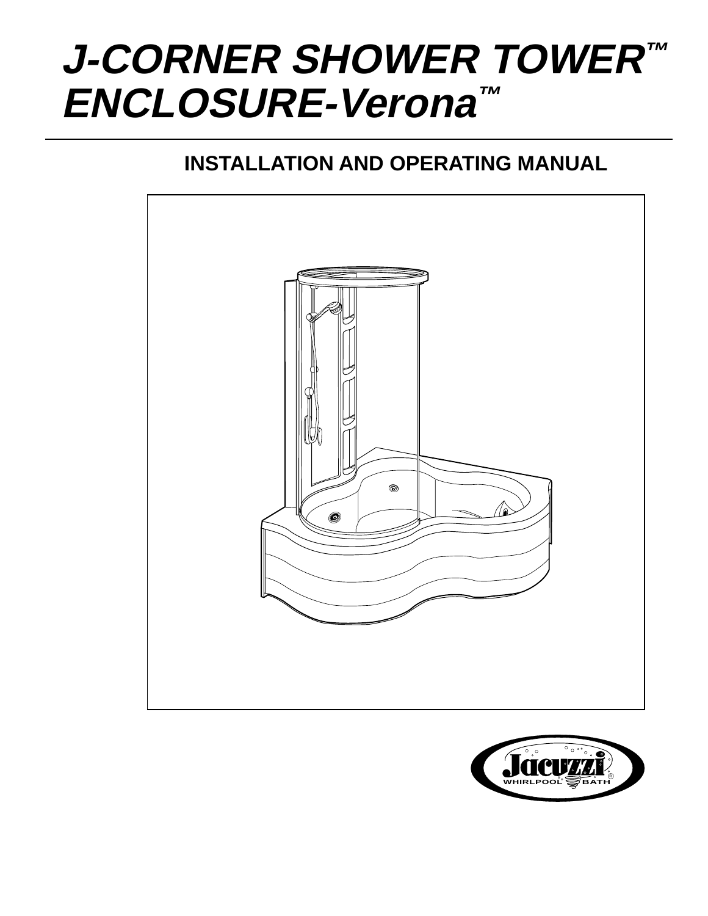# *J-CORNER SHOWER TOWER™ ENCLOSURE-Verona™*

## INSTALLATION AND OPERATING MANUAL

Jacuzzi® WHIRLPOOL BATH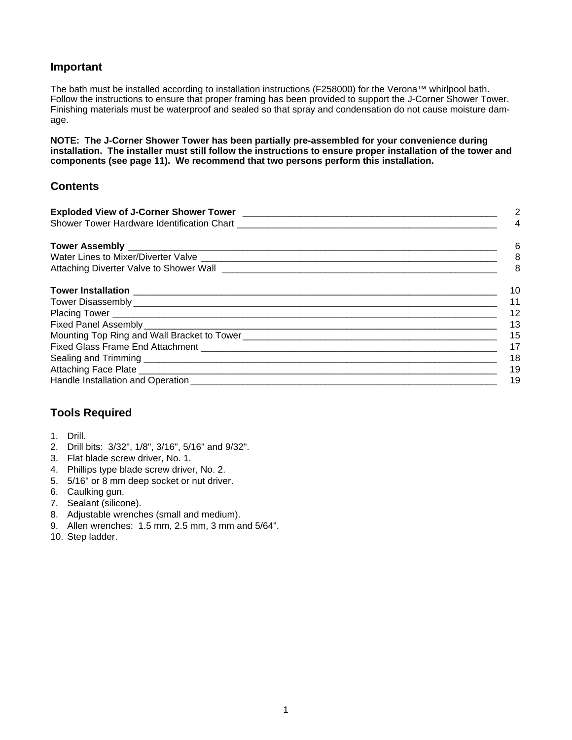## Important

The bath must be installed according to installation instructions (F258000) for the Verona™ whirlpool bath. Follow the instructions to ensure that proper framing has been provided to support the J-Corner Shower Tower. Finishing materials must be waterproof and sealed so that spray and condensation do not cause moisture damage.

**NOTE: The J-Corner Shower Tower has been partially pre-assembled for your convenience during installation. The installer must still follow the instructions to ensure proper installation of the tower and components (see page 11). We recommend that two persons perform this installation.**

## Contents

| | |
|---|---|
| **Exploded View of J-Corner Shower Tower** | 2 |
| Shower Tower Hardware Identification Chart | 4 |
| **Tower Assembly** | 6 |
| Water Lines to Mixer/Diverter Valve | 8 |
| Attaching Diverter Valve to Shower Wall | 8 |
| **Tower Installation** | 10 |
| Tower Disassembly | 11 |
| Placing Tower | 12 |
| Fixed Panel Assembly | 13 |
| Mounting Top Ring and Wall Bracket to Tower | 15 |
| Fixed Glass Frame End Attachment | 17 |
| Sealing and Trimming | 18 |
| Attaching Face Plate | 19 |
| Handle Installation and Operation | 19 |

## Tools Required

1. Drill.
2. Drill bits: 3/32", 1/8", 3/16", 5/16" and 9/32".
3. Flat blade screw driver, No. 1.
4. Phillips type blade screw driver, No. 2.
5. 5/16" or 8 mm deep socket or nut driver.
6. Caulking gun.
7. Sealant (silicone).
8. Adjustable wrenches (small and medium).
9. Allen wrenches: 1.5 mm, 2.5 mm, 3 mm and 5/64".
10. Step ladder.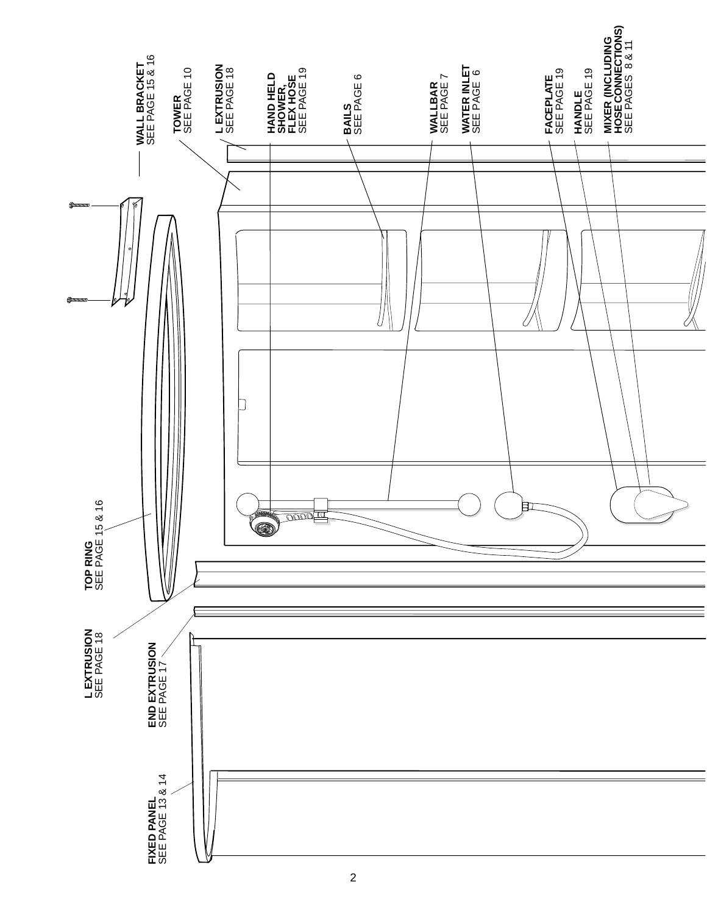**WALL BRACKET**
SEE PAGE 15 & 16

**TOWER**
SEE PAGE 10

**L EXTRUSION**
SEE PAGE 18

**HAND HELD SHOWER, FLEX HOSE**
SEE PAGE 19

**BAILS**
SEE PAGE 6

**WALLBAR**
SEE PAGE 7

**WATER INLET**
SEE PAGE 6

**FACEPLATE**
SEE PAGE 19

**HANDLE**
SEE PAGE 19

**MIXER (INCLUDING HOSE CONNECTIONS)**
SEE PAGES 8 & 11

**TOP RING**
SEE PAGE 15 & 16

**L EXTRUSION**
SEE PAGE 18

**END EXTRUSION**
SEE PAGE 17

**FIXED PANEL**
SEE PAGE 13 & 14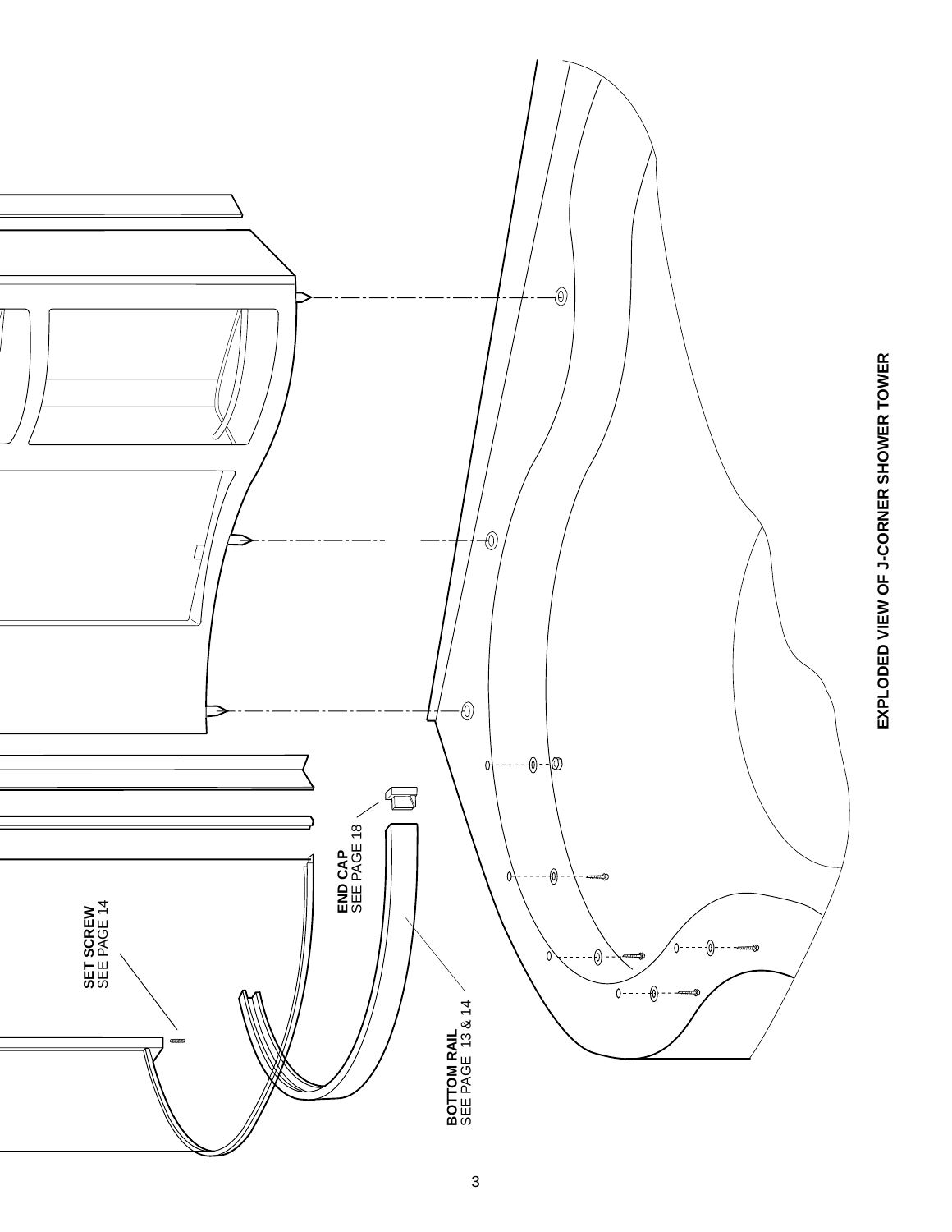EXPLODED VIEW OF J-CORNER SHOWER TOWER

**SET SCREW**
SEE PAGE 14

**END CAP**
SEE PAGE 18

**BOTTOM RAIL**
SEE PAGE 13 & 14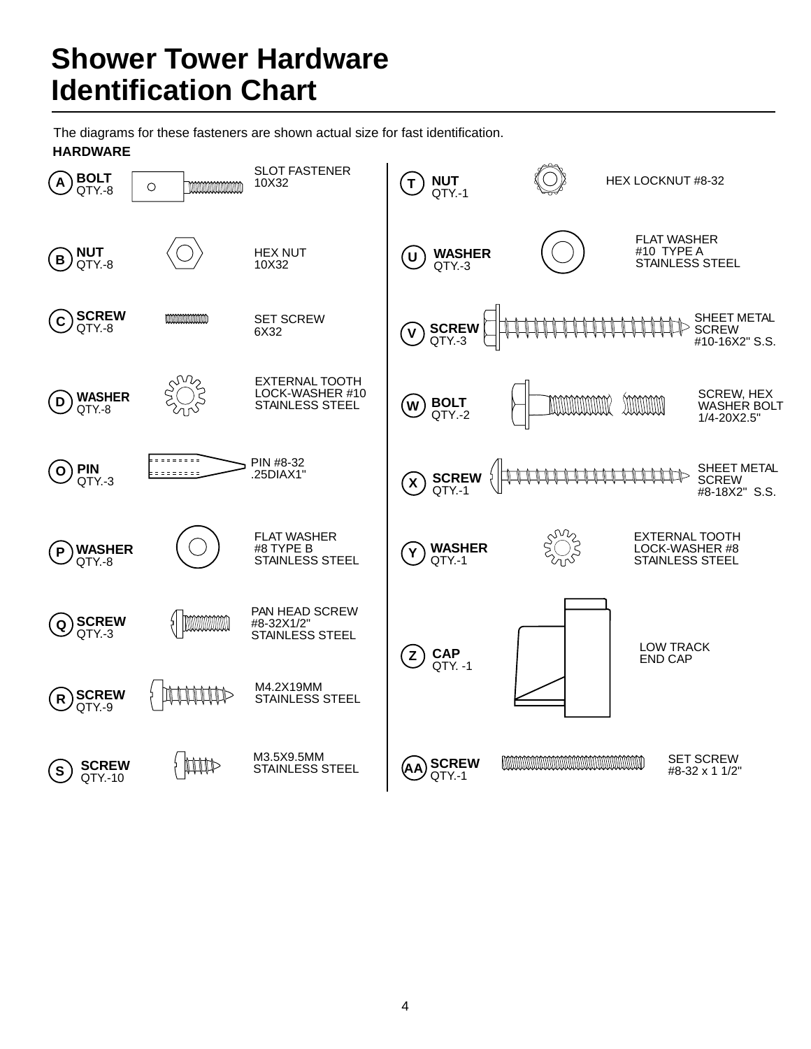# Shower Tower Hardware Identification Chart

The diagrams for these fasteners are shown actual size for fast identification.

**HARDWARE**

| ID | Item | Qty. | Description |
|---|---|---|---|
| A | **BOLT** | QTY.-8 | SLOT FASTENER 10X32 |
| B | **NUT** | QTY.-8 | HEX NUT 10X32 |
| C | **SCREW** | QTY.-8 | SET SCREW 6X32 |
| D | **WASHER** | QTY.-8 | EXTERNAL TOOTH LOCK-WASHER #10 STAINLESS STEEL |
| O | **PIN** | QTY.-3 | PIN #8-32 .25DIAX1" |
| P | **WASHER** | QTY.-8 | FLAT WASHER #8 TYPE B STAINLESS STEEL |
| Q | **SCREW** | QTY.-3 | PAN HEAD SCREW #8-32X1/2" STAINLESS STEEL |
| R | **SCREW** | QTY.-9 | M4.2X19MM STAINLESS STEEL |
| S | **SCREW** | QTY.-10 | M3.5X9.5MM STAINLESS STEEL |
| T | **NUT** | QTY.-1 | HEX LOCKNUT #8-32 |
| U | **WASHER** | QTY.-3 | FLAT WASHER #10 TYPE A STAINLESS STEEL |
| V | **SCREW** | QTY.-3 | SHEET METAL SCREW #10-16X2" S.S. |
| W | **BOLT** | QTY.-2 | SCREW, HEX WASHER BOLT 1/4-20X2.5" |
| X | **SCREW** | QTY.-1 | SHEET METAL SCREW #8-18X2" S.S. |
| Y | **WASHER** | QTY.-1 | EXTERNAL TOOTH LOCK-WASHER #8 STAINLESS STEEL |
| Z | **CAP** | QTY. -1 | LOW TRACK END CAP |
| AA | **SCREW** | QTY.-1 | SET SCREW #8-32 x 1 1/2" |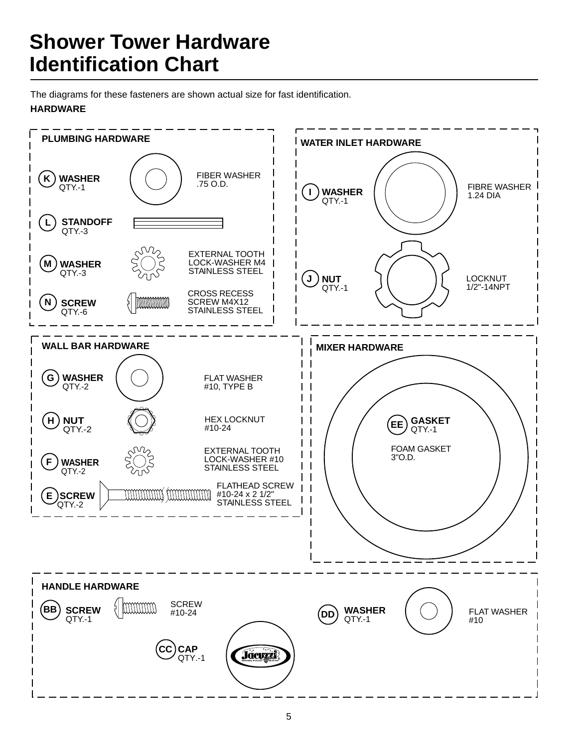# Shower Tower Hardware Identification Chart

The diagrams for these fasteners are shown actual size for fast identification.

**HARDWARE**

## PLUMBING HARDWARE

| ID | Part | Qty | Description |
|---|---|---|---|
| K | WASHER | QTY.-1 | FIBER WASHER .75 O.D. |
| L | STANDOFF | QTY.-3 | |
| M | WASHER | QTY.-3 | EXTERNAL TOOTH LOCK-WASHER M4 STAINLESS STEEL |
| N | SCREW | QTY.-6 | CROSS RECESS SCREW M4X12 STAINLESS STEEL |

## WATER INLET HARDWARE

| ID | Part | Qty | Description |
|---|---|---|---|
| I | WASHER | QTY.-1 | FIBRE WASHER 1.24 DIA |
| J | NUT | QTY.-1 | LOCKNUT 1/2"-14NPT |

## WALL BAR HARDWARE

| ID | Part | Qty | Description |
|---|---|---|---|
| G | WASHER | QTY.-2 | FLAT WASHER #10, TYPE B |
| H | NUT | QTY.-2 | HEX LOCKNUT #10-24 |
| F | WASHER | QTY.-2 | EXTERNAL TOOTH LOCK-WASHER #10 STAINLESS STEEL |
| E | SCREW | QTY.-2 | FLATHEAD SCREW #10-24 x 2 1/2" STAINLESS STEEL |

## MIXER HARDWARE

| ID | Part | Qty | Description |
|---|---|---|---|
| EE | GASKET | QTY.-1 | FOAM GASKET 3"O.D. |

## HANDLE HARDWARE

| ID | Part | Qty | Description |
|---|---|---|---|
| BB | SCREW | QTY.-1 | SCREW #10-24 |
| CC | CAP | QTY.-1 | |
| DD | WASHER | QTY.-1 | FLAT WASHER #10 |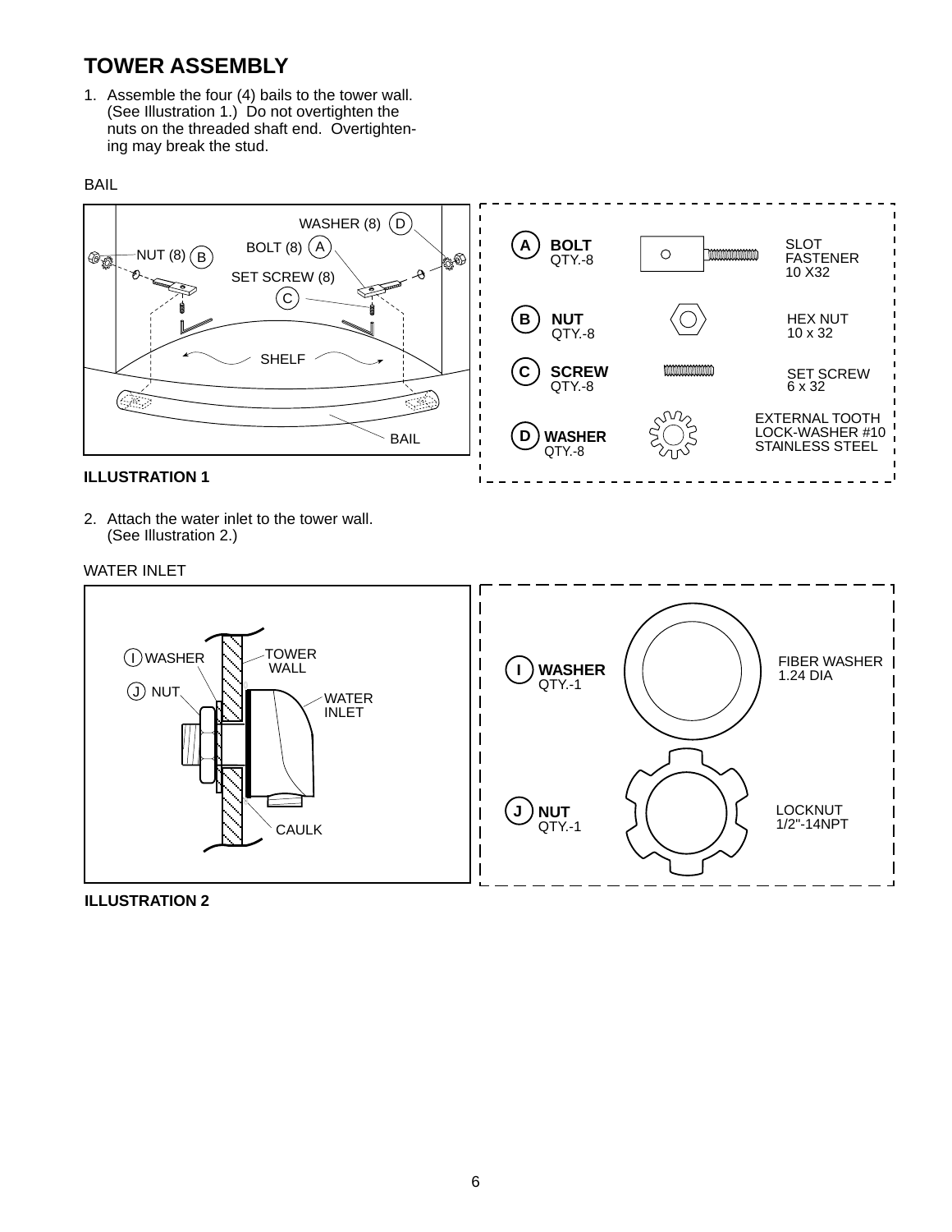## TOWER ASSEMBLY

1. Assemble the four (4) bails to the tower wall. (See Illustration 1.) Do not overtighten the nuts on the threaded shaft end. Overtightening may break the stud.

BAIL

WASHER (8) D
BOLT (8) A
NUT (8) B
SET SCREW (8) C
SHELF
BAIL

| | Part | Description |
|---|---|---|
| A | BOLT QTY.-8 | SLOT FASTENER 10 X32 |
| B | NUT QTY.-8 | HEX NUT 10 x 32 |
| C | SCREW QTY.-8 | SET SCREW 6 x 32 |
| D | WASHER QTY.-8 | EXTERNAL TOOTH LOCK-WASHER #10 STAINLESS STEEL |

**ILLUSTRATION 1**

2. Attach the water inlet to the tower wall. (See Illustration 2.)

WATER INLET

I WASHER
J NUT
TOWER WALL
WATER INLET
CAULK

| | Part | Description |
|---|---|---|
| I | WASHER QTY.-1 | FIBER WASHER 1.24 DIA |
| J | NUT QTY.-1 | LOCKNUT 1/2"-14NPT |

**ILLUSTRATION 2**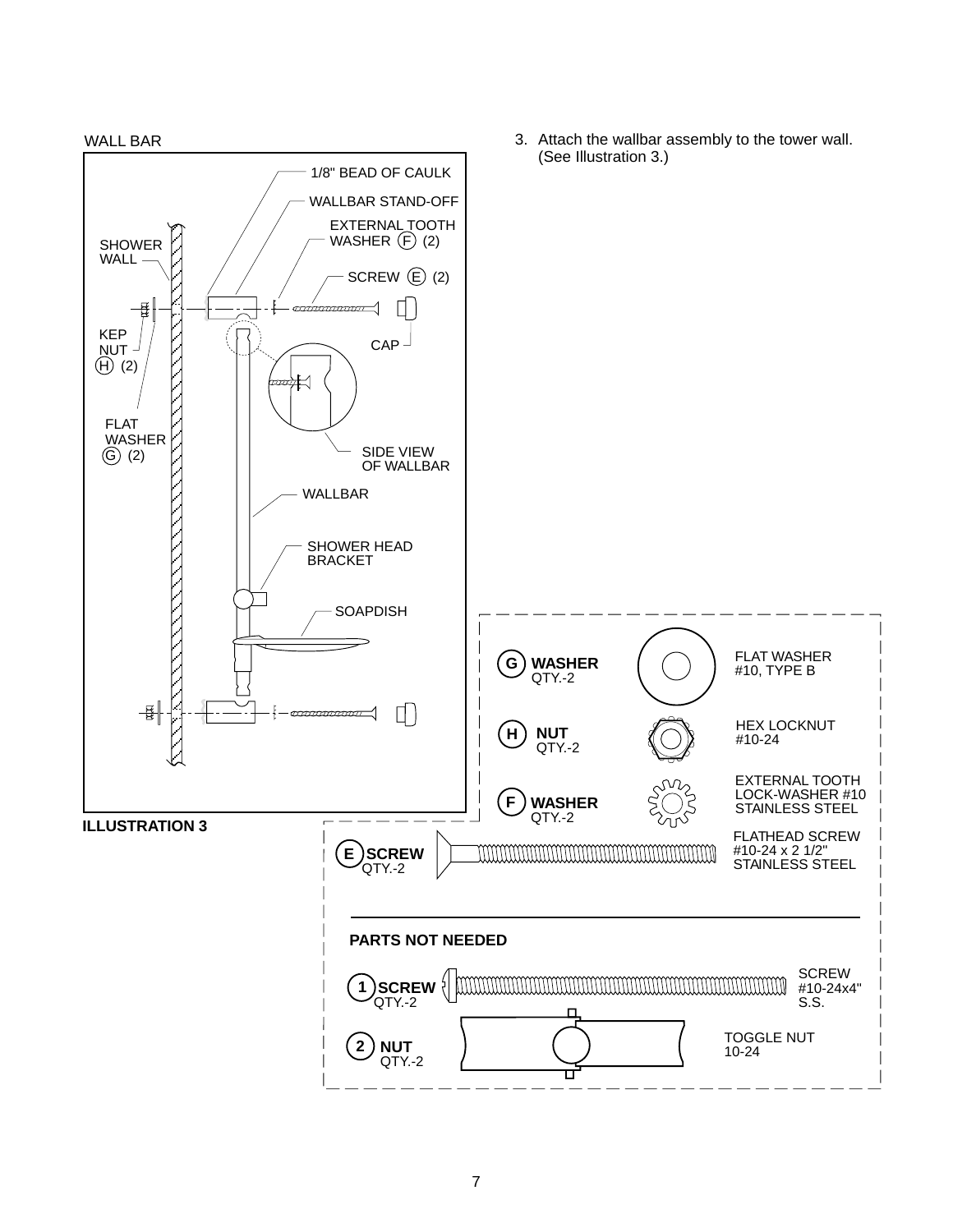3. Attach the wallbar assembly to the tower wall. (See Illustration 3.)

WALL BAR

1/8" BEAD OF CAULK

WALLBAR STAND-OFF

EXTERNAL TOOTH WASHER (F) (2)

SHOWER WALL

SCREW (E) (2)

KEP NUT (H) (2)

CAP

FLAT WASHER (G) (2)

SIDE VIEW OF WALLBAR

WALLBAR

SHOWER HEAD BRACKET

SOAPDISH

**ILLUSTRATION 3**

| Part | Description |
| --- | --- |
| **G WASHER** QTY.-2 | FLAT WASHER #10, TYPE B |
| **H NUT** QTY.-2 | HEX LOCKNUT #10-24 |
| **F WASHER** QTY.-2 | EXTERNAL TOOTH LOCK-WASHER #10 STAINLESS STEEL |
| **E SCREW** QTY.-2 | FLATHEAD SCREW #10-24 x 2 1/2" STAINLESS STEEL |

**PARTS NOT NEEDED**

| Part | Description |
| --- | --- |
| **1 SCREW** QTY.-2 | SCREW #10-24x4" S.S. |
| **2 NUT** QTY.-2 | TOGGLE NUT 10-24 |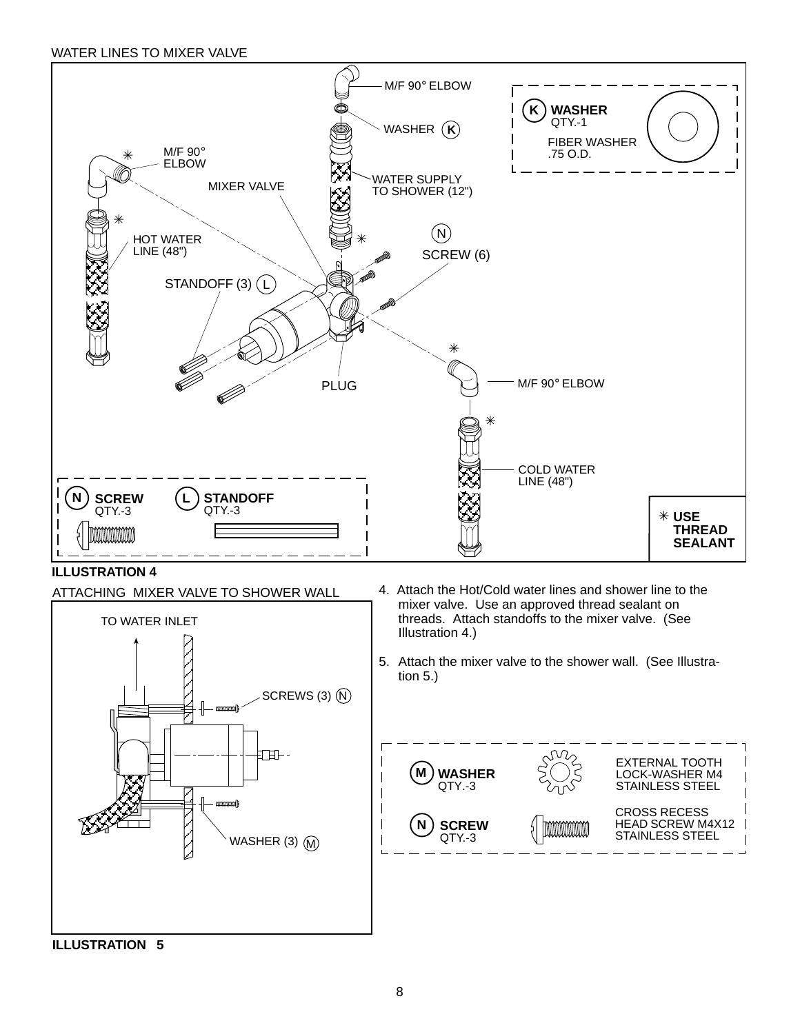WATER LINES TO MIXER VALVE

M/F 90° ELBOW

WASHER (K)

WATER SUPPLY TO SHOWER (12")

MIXER VALVE

M/F 90° ELBOW

HOT WATER LINE (48")

STANDOFF (3) (L)

SCREW (6) (N)

PLUG

M/F 90° ELBOW

COLD WATER LINE (48")

**(K) WASHER**
QTY.-1
FIBER WASHER .75 O.D.

**(N) SCREW**
QTY.-3

**(L) STANDOFF**
QTY.-3

✳ **USE THREAD SEALANT**

**ILLUSTRATION 4**

ATTACHING MIXER VALVE TO SHOWER WALL

TO WATER INLET

SCREWS (3) (N)

WASHER (3) (M)

**ILLUSTRATION 5**

4. Attach the Hot/Cold water lines and shower line to the mixer valve. Use an approved thread sealant on threads. Attach standoffs to the mixer valve. (See Illustration 4.)

5. Attach the mixer valve to the shower wall. (See Illustration 5.)

**(M) WASHER**
QTY.-3
EXTERNAL TOOTH LOCK-WASHER M4 STAINLESS STEEL

**(N) SCREW**
QTY.-3
CROSS RECESS HEAD SCREW M4X12 STAINLESS STEEL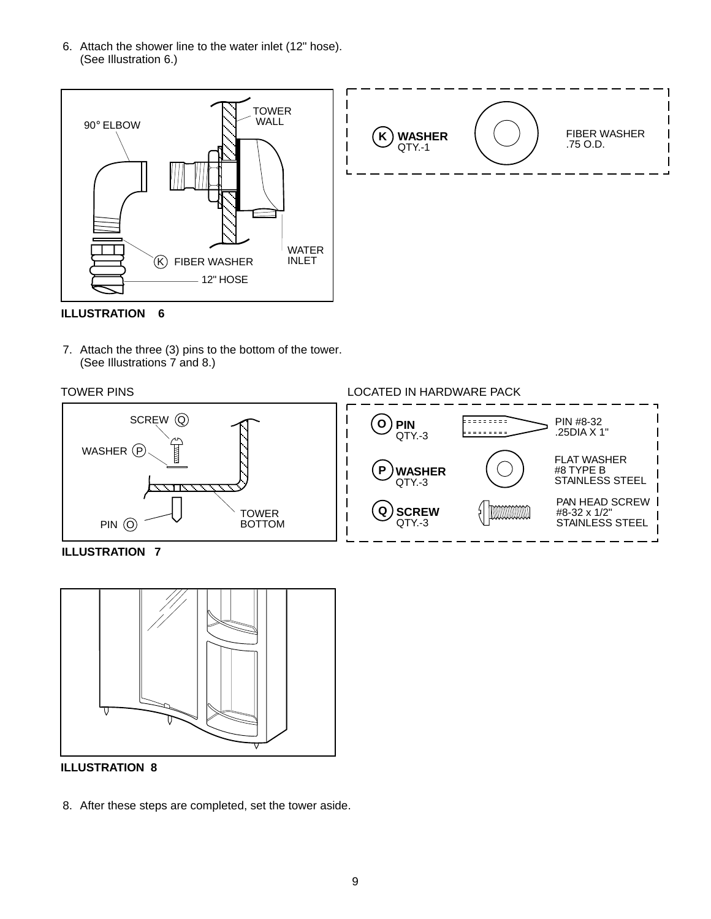6. Attach the shower line to the water inlet (12" hose). (See Illustration 6.)

90° ELBOW

TOWER WALL

WATER INLET

K FIBER WASHER

12" HOSE

**ILLUSTRATION 6**

| | | |
|---|---|---|
| **K WASHER** QTY.-1 | | FIBER WASHER .75 O.D. |

7. Attach the three (3) pins to the bottom of the tower. (See Illustrations 7 and 8.)

TOWER PINS

SCREW Q

WASHER P

PIN O

TOWER BOTTOM

**ILLUSTRATION 7**

LOCATED IN HARDWARE PACK

| | | |
|---|---|---|
| **O PIN** QTY.-3 | | PIN #8-32 .25DIA X 1" |
| **P WASHER** QTY.-3 | | FLAT WASHER #8 TYPE B STAINLESS STEEL |
| **Q SCREW** QTY.-3 | | PAN HEAD SCREW #8-32 x 1/2" STAINLESS STEEL |

**ILLUSTRATION 8**

8. After these steps are completed, set the tower aside.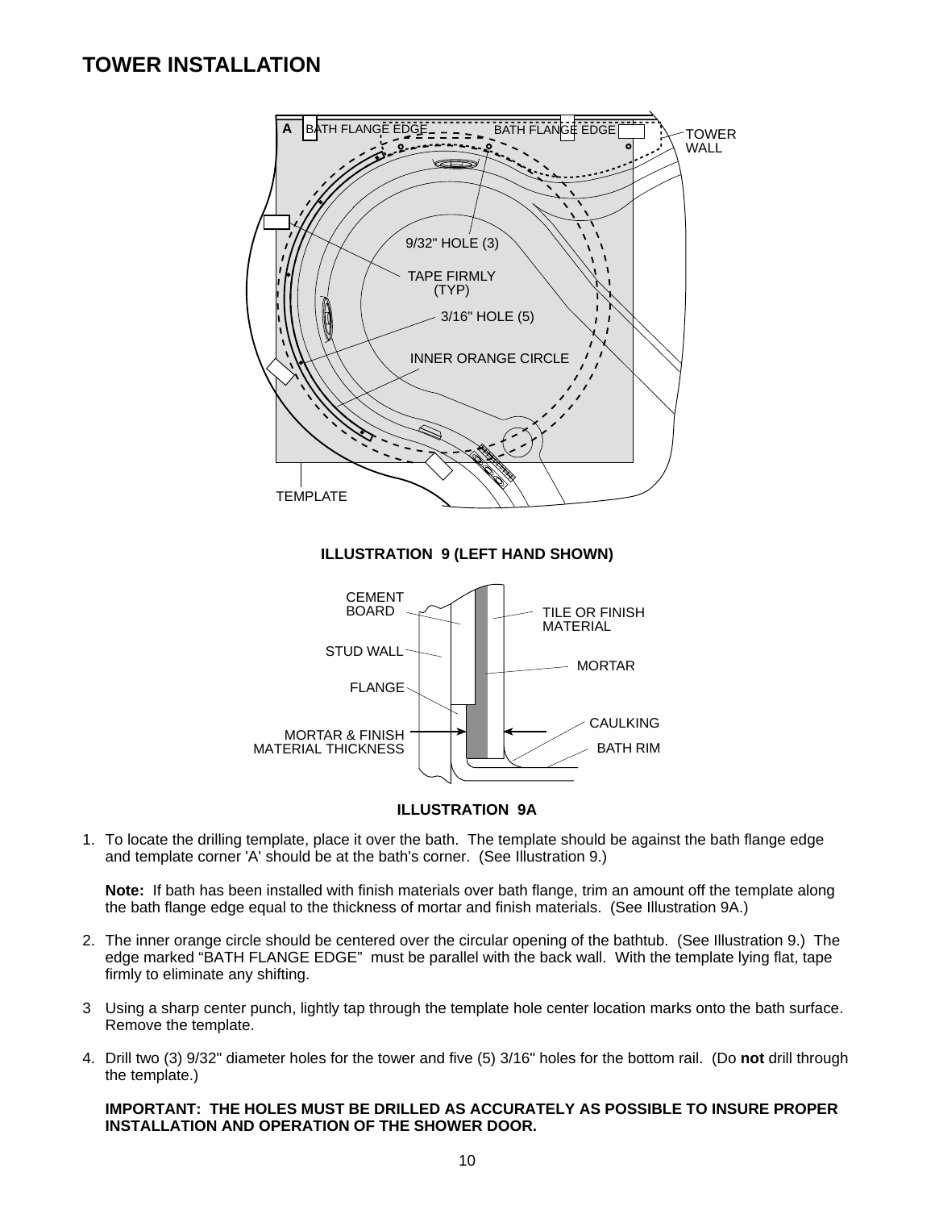# TOWER INSTALLATION

**ILLUSTRATION 9 (LEFT HAND SHOWN)**

**ILLUSTRATION 9A**

1. To locate the drilling template, place it over the bath. The template should be against the bath flange edge and template corner 'A' should be at the bath's corner. (See Illustration 9.)

   **Note:** If bath has been installed with finish materials over bath flange, trim an amount off the template along the bath flange edge equal to the thickness of mortar and finish materials. (See Illustration 9A.)

2. The inner orange circle should be centered over the circular opening of the bathtub. (See Illustration 9.) The edge marked “BATH FLANGE EDGE” must be parallel with the back wall. With the template lying flat, tape firmly to eliminate any shifting.

3. Using a sharp center punch, lightly tap through the template hole center location marks onto the bath surface. Remove the template.

4. Drill two (3) 9/32" diameter holes for the tower and five (5) 3/16" holes for the bottom rail. (Do **not** drill through the template.)

   **IMPORTANT: THE HOLES MUST BE DRILLED AS ACCURATELY AS POSSIBLE TO INSURE PROPER INSTALLATION AND OPERATION OF THE SHOWER DOOR.**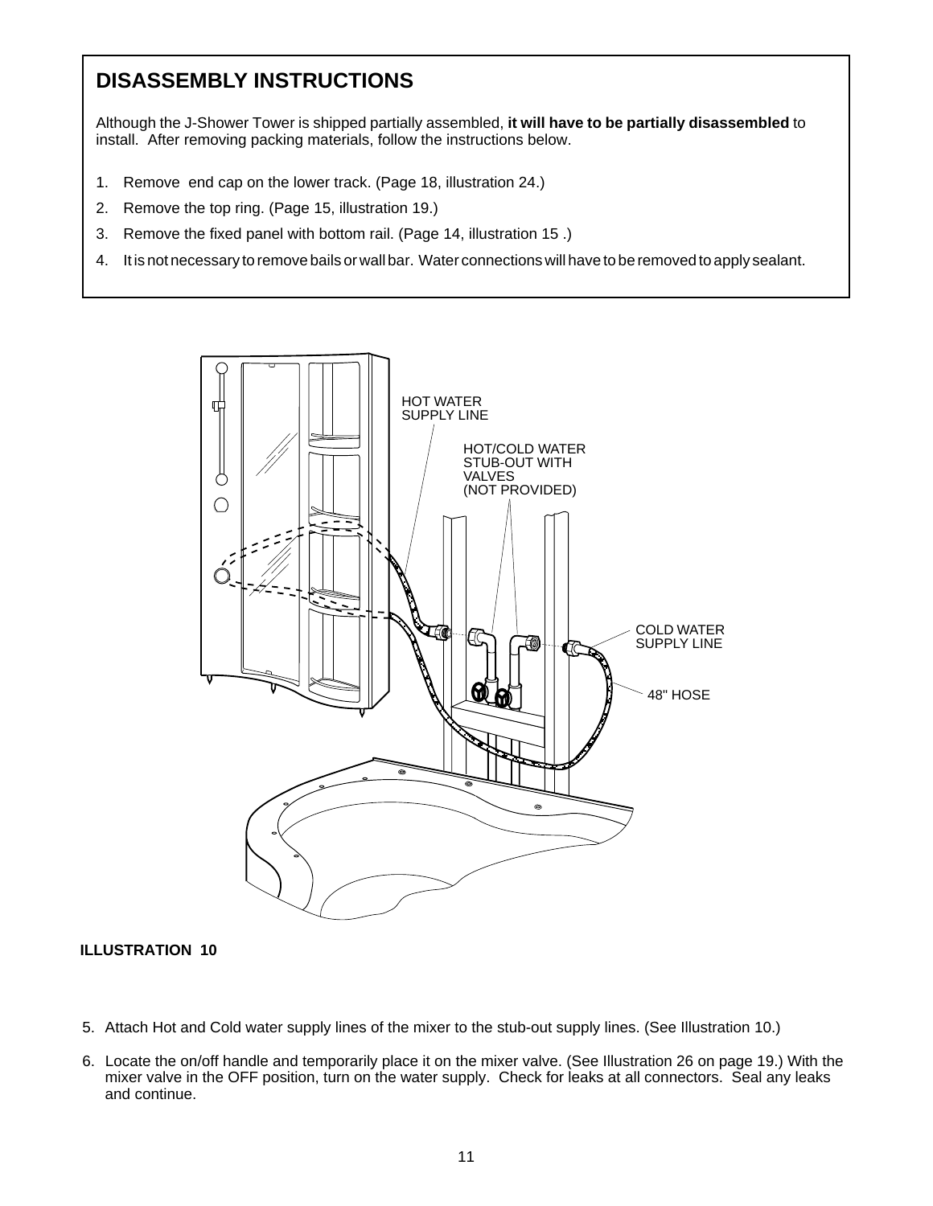## DISASSEMBLY INSTRUCTIONS

Although the J-Shower Tower is shipped partially assembled, **it will have to be partially disassembled** to install. After removing packing materials, follow the instructions below.

1. Remove end cap on the lower track. (Page 18, illustration 24.)
2. Remove the top ring. (Page 15, illustration 19.)
3. Remove the fixed panel with bottom rail. (Page 14, illustration 15 .)
4. It is not necessary to remove bails or wall bar. Water connections will have to be removed to apply sealant.

HOT WATER SUPPLY LINE

HOT/COLD WATER STUB-OUT WITH VALVES (NOT PROVIDED)

COLD WATER SUPPLY LINE

48" HOSE

**ILLUSTRATION 10**

5. Attach Hot and Cold water supply lines of the mixer to the stub-out supply lines. (See Illustration 10.)
6. Locate the on/off handle and temporarily place it on the mixer valve. (See Illustration 26 on page 19.) With the mixer valve in the OFF position, turn on the water supply. Check for leaks at all connectors. Seal any leaks and continue.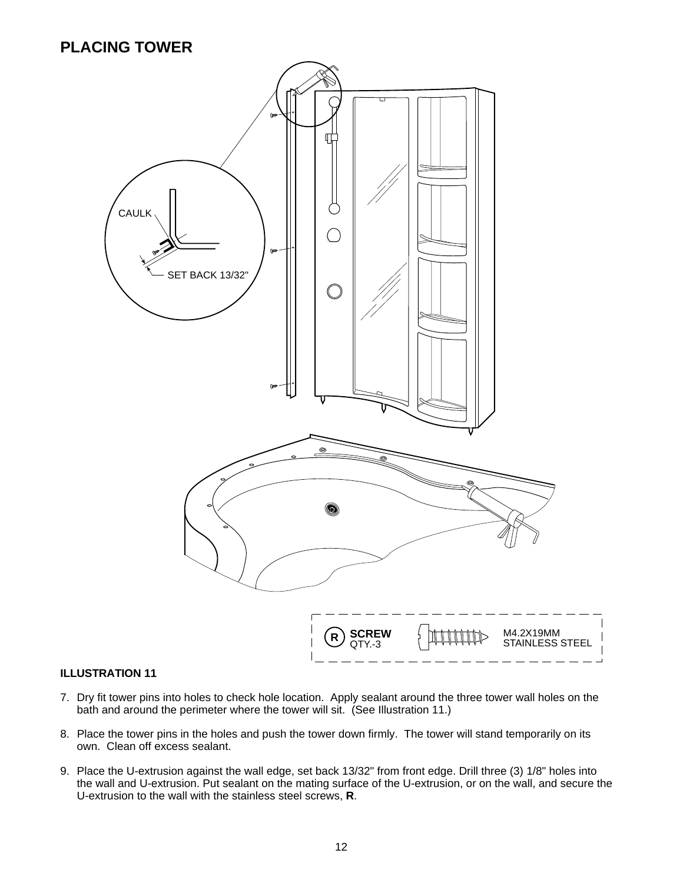# PLACING TOWER

CAULK

SET BACK 13/32"

| R | SCREW QTY.-3 | M4.2X19MM STAINLESS STEEL |
|---|---|---|

**ILLUSTRATION 11**

7. Dry fit tower pins into holes to check hole location. Apply sealant around the three tower wall holes on the bath and around the perimeter where the tower will sit. (See Illustration 11.)

8. Place the tower pins in the holes and push the tower down firmly. The tower will stand temporarily on its own. Clean off excess sealant.

9. Place the U-extrusion against the wall edge, set back 13/32" from front edge. Drill three (3) 1/8" holes into the wall and U-extrusion. Put sealant on the mating surface of the U-extrusion, or on the wall, and secure the U-extrusion to the wall with the stainless steel screws, **R**.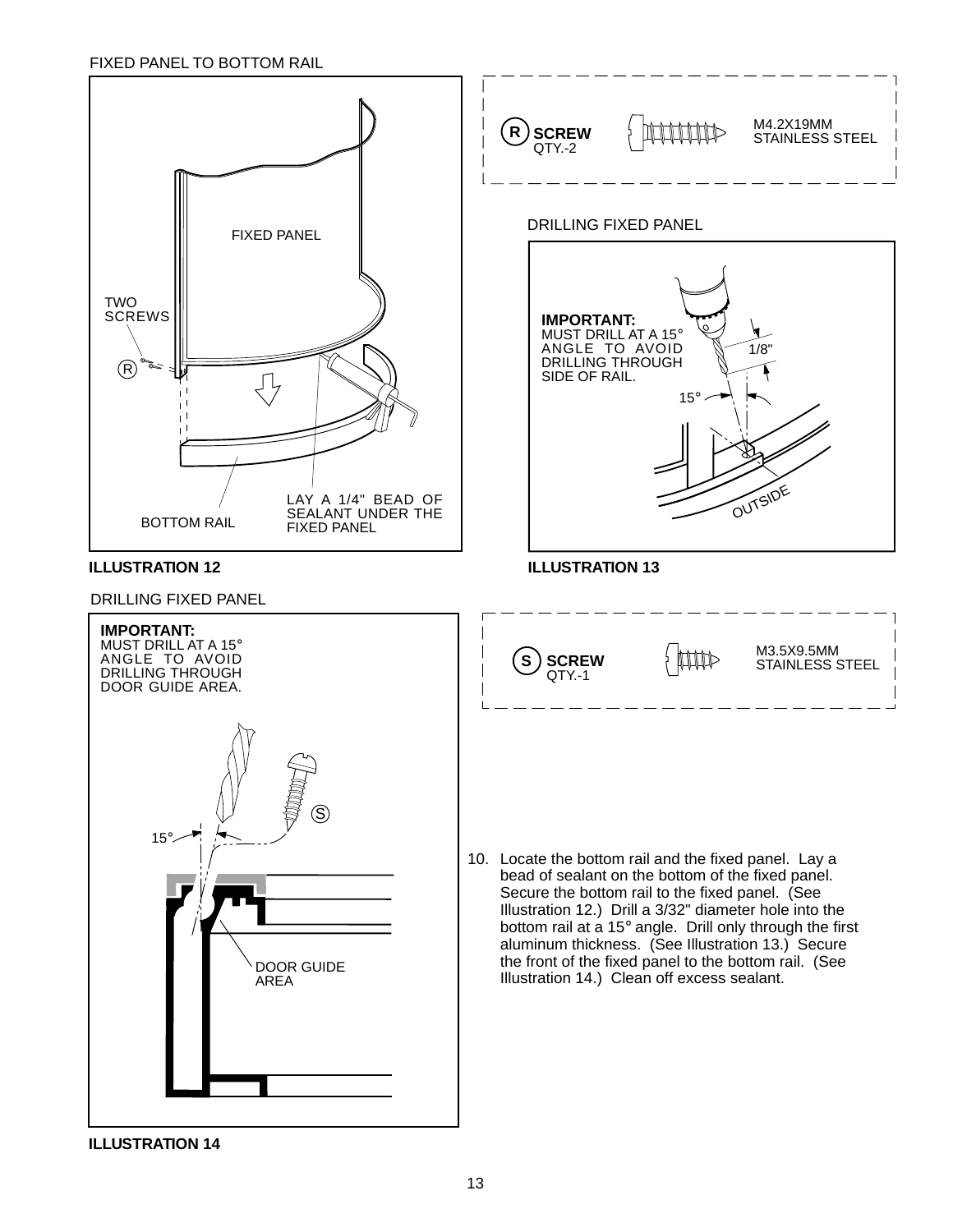FIXED PANEL TO BOTTOM RAIL

FIXED PANEL

TWO SCREWS

R

BOTTOM RAIL

LAY A 1/4" BEAD OF SEALANT UNDER THE FIXED PANEL

**ILLUSTRATION 12**

**R SCREW**
QTY.-2

M4.2X19MM
STAINLESS STEEL

DRILLING FIXED PANEL

**IMPORTANT:**
MUST DRILL AT A 15° ANGLE TO AVOID DRILLING THROUGH SIDE OF RAIL.

1/8"

15°

OUTSIDE

**ILLUSTRATION 13**

DRILLING FIXED PANEL

**IMPORTANT:**
MUST DRILL AT A 15° ANGLE TO AVOID DRILLING THROUGH DOOR GUIDE AREA.

S

15°

DOOR GUIDE AREA

**ILLUSTRATION 14**

**S SCREW**
QTY.-1

M3.5X9.5MM
STAINLESS STEEL

10. Locate the bottom rail and the fixed panel. Lay a bead of sealant on the bottom of the fixed panel. Secure the bottom rail to the fixed panel. (See Illustration 12.) Drill a 3/32" diameter hole into the bottom rail at a 15° angle. Drill only through the first aluminum thickness. (See Illustration 13.) Secure the front of the fixed panel to the bottom rail. (See Illustration 14.) Clean off excess sealant.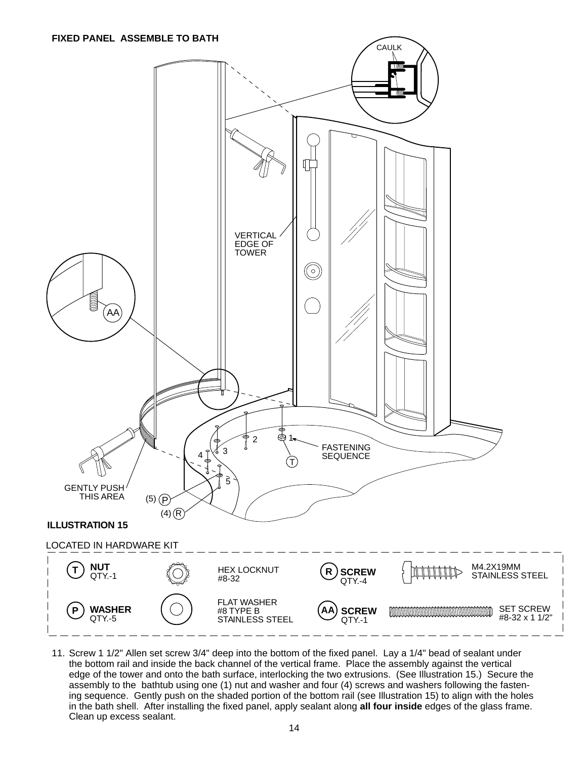**FIXED PANEL ASSEMBLE TO BATH**

CAULK

VERTICAL EDGE OF TOWER

AA

1 2 3 4 5

FASTENING SEQUENCE

T

GENTLY PUSH THIS AREA

(5) P

(4) R

**ILLUSTRATION 15**

LOCATED IN HARDWARE KIT

| | | | |
|---|---|---|---|
| T **NUT** QTY.-1 | HEX LOCKNUT #8-32 | R **SCREW** QTY.-4 | M4.2X19MM STAINLESS STEEL |
| P **WASHER** QTY.-5 | FLAT WASHER #8 TYPE B STAINLESS STEEL | AA **SCREW** QTY.-1 | SET SCREW #8-32 x 1 1/2" |

11. Screw 1 1/2" Allen set screw 3/4" deep into the bottom of the fixed panel. Lay a 1/4" bead of sealant under the bottom rail and inside the back channel of the vertical frame. Place the assembly against the vertical edge of the tower and onto the bath surface, interlocking the two extrusions. (See Illustration 15.) Secure the assembly to the bathtub using one (1) nut and washer and four (4) screws and washers following the fastening sequence. Gently push on the shaded portion of the bottom rail (see Illustration 15) to align with the holes in the bath shell. After installing the fixed panel, apply sealant along **all four inside** edges of the glass frame. Clean up excess sealant.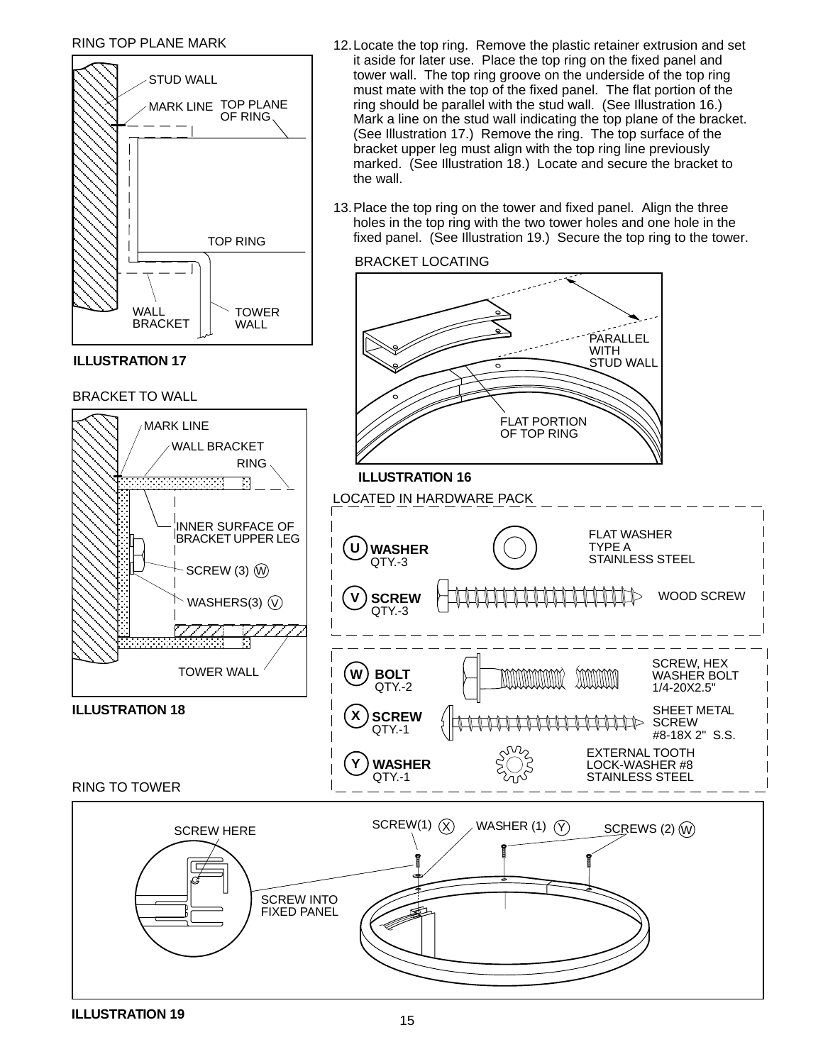RING TOP PLANE MARK

STUD WALL

MARK LINE

TOP PLANE OF RING

TOP RING

WALL BRACKET

TOWER WALL

**ILLUSTRATION 17**

12. Locate the top ring. Remove the plastic retainer extrusion and set it aside for later use. Place the top ring on the fixed panel and tower wall. The top ring groove on the underside of the top ring must mate with the top of the fixed panel. The flat portion of the ring should be parallel with the stud wall. (See Illustration 16.) Mark a line on the stud wall indicating the top plane of the bracket. (See Illustration 17.) Remove the ring. The top surface of the bracket upper leg must align with the top ring line previously marked. (See Illustration 18.) Locate and secure the bracket to the wall.

13. Place the top ring on the tower and fixed panel. Align the three holes in the top ring with the two tower holes and one hole in the fixed panel. (See Illustration 19.) Secure the top ring to the tower.

BRACKET LOCATING

PARALLEL WITH STUD WALL

FLAT PORTION OF TOP RING

**ILLUSTRATION 16**

BRACKET TO WALL

MARK LINE

WALL BRACKET

RING

INNER SURFACE OF BRACKET UPPER LEG

SCREW (3) (W)

WASHERS(3) (V)

TOWER WALL

**ILLUSTRATION 18**

LOCATED IN HARDWARE PACK

| | | |
|---|---|---|
| (U) **WASHER** QTY.-3 | | FLAT WASHER TYPE A STAINLESS STEEL |
| (V) **SCREW** QTY.-3 | | WOOD SCREW |
| (W) **BOLT** QTY.-2 | | SCREW, HEX WASHER BOLT 1/4-20X2.5" |
| (X) **SCREW** QTY.-1 | | SHEET METAL SCREW #8-18X 2" S.S. |
| (Y) **WASHER** QTY.-1 | | EXTERNAL TOOTH LOCK-WASHER #8 STAINLESS STEEL |

RING TO TOWER

SCREW HERE

SCREW INTO FIXED PANEL

SCREW(1) (X)

WASHER (1) (Y)

SCREWS (2) (W)

**ILLUSTRATION 19**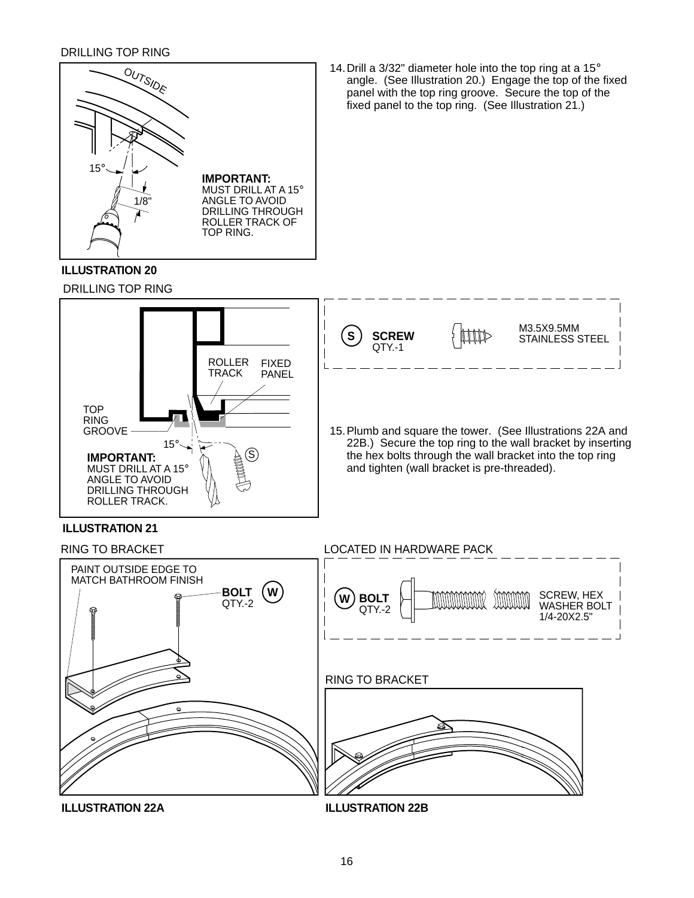DRILLING TOP RING

OUTSIDE

15°

1/8"

**IMPORTANT:**
MUST DRILL AT A 15° ANGLE TO AVOID DRILLING THROUGH ROLLER TRACK OF TOP RING.

**ILLUSTRATION 20**

14. Drill a 3/32" diameter hole into the top ring at a 15° angle. (See Illustration 20.) Engage the top of the fixed panel with the top ring groove. Secure the top of the fixed panel to the top ring. (See Illustration 21.)

DRILLING TOP RING

ROLLER TRACK

FIXED PANEL

TOP RING GROOVE

15°

S

**IMPORTANT:**
MUST DRILL AT A 15° ANGLE TO AVOID DRILLING THROUGH ROLLER TRACK.

**ILLUSTRATION 21**

S **SCREW** QTY.-1 — M3.5X9.5MM STAINLESS STEEL

15. Plumb and square the tower. (See Illustrations 22A and 22B.) Secure the top ring to the wall bracket by inserting the hex bolts through the wall bracket into the top ring and tighten (wall bracket is pre-threaded).

RING TO BRACKET

PAINT OUTSIDE EDGE TO MATCH BATHROOM FINISH

**BOLT** W QTY.-2

**ILLUSTRATION 22A**

LOCATED IN HARDWARE PACK

W **BOLT** QTY.-2 — SCREW, HEX WASHER BOLT 1/4-20X2.5"

RING TO BRACKET

**ILLUSTRATION 22B**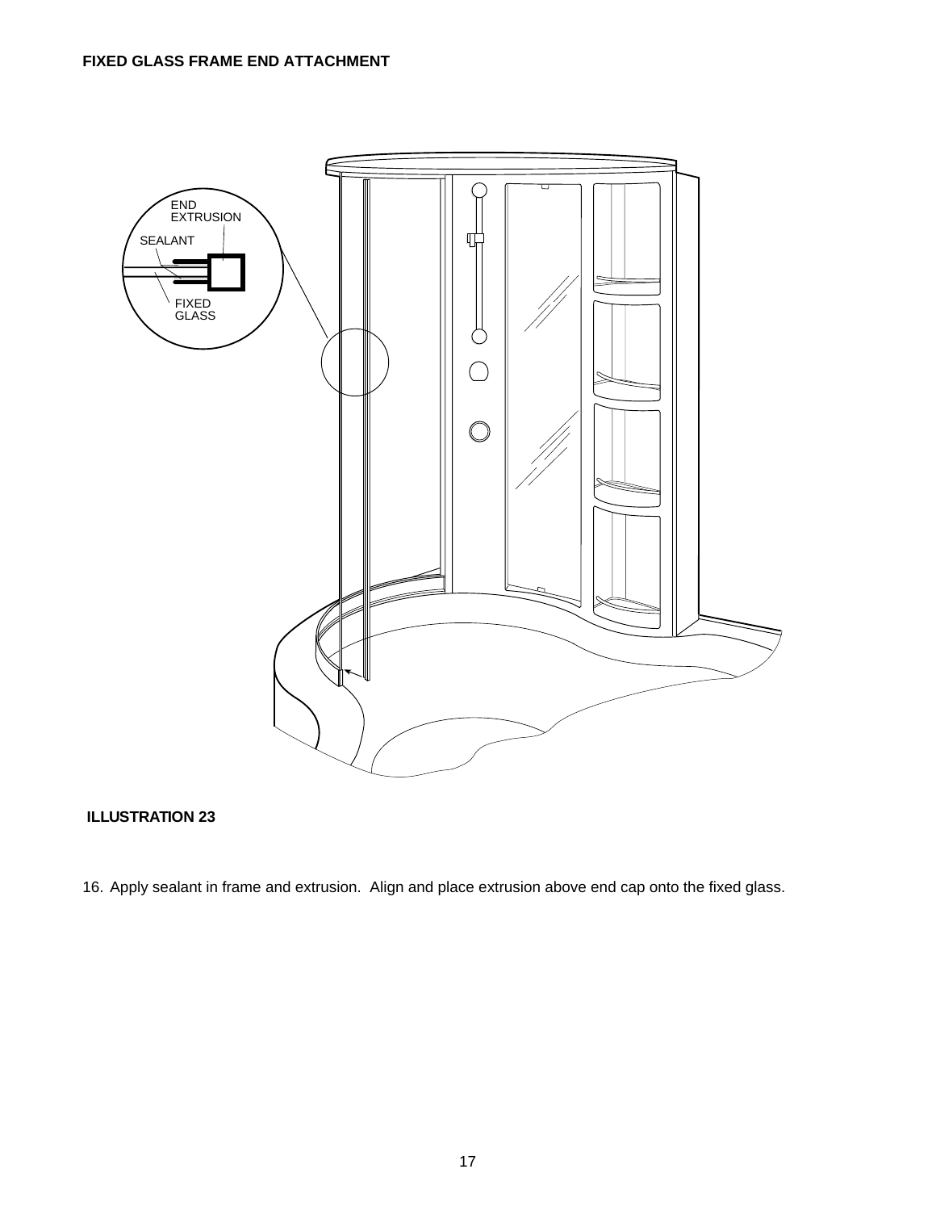**FIXED GLASS FRAME END ATTACHMENT**

END EXTRUSION

SEALANT

FIXED GLASS

**ILLUSTRATION 23**

16. Apply sealant in frame and extrusion. Align and place extrusion above end cap onto the fixed glass.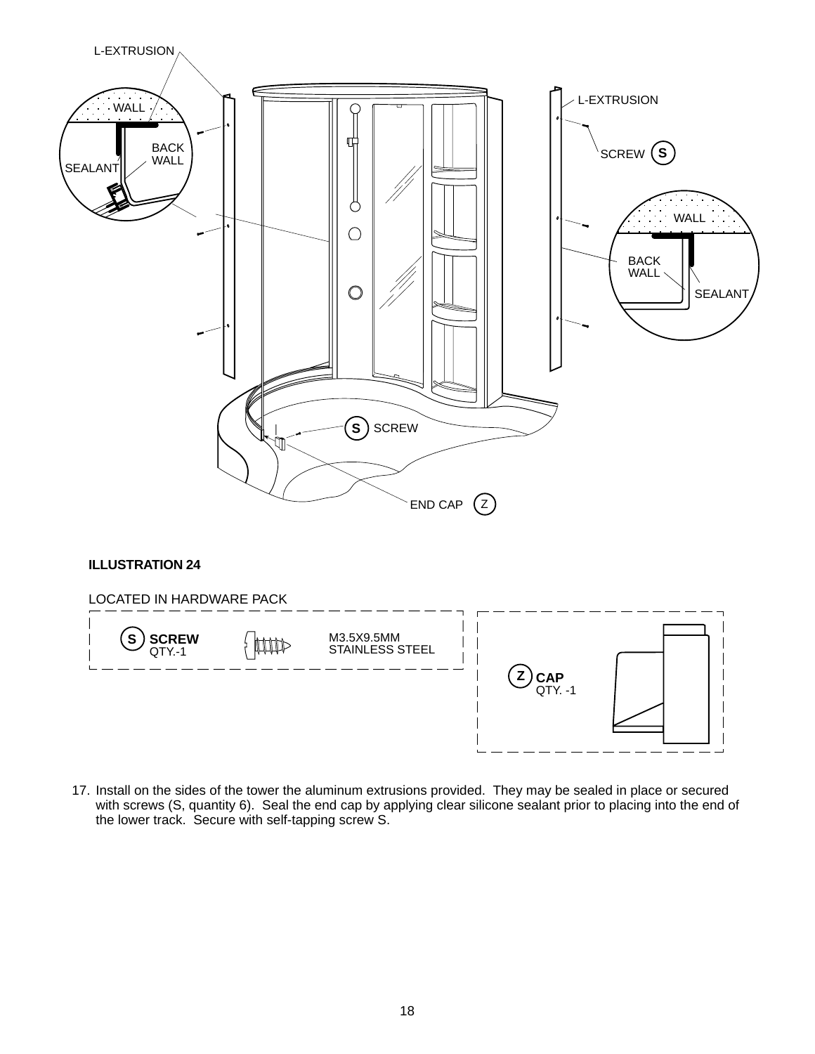**ILLUSTRATION 24**

LOCATED IN HARDWARE PACK

**S** **SCREW**
QTY.-1
M3.5X9.5MM
STAINLESS STEEL

**Z** **CAP**
QTY. -1

17. Install on the sides of the tower the aluminum extrusions provided. They may be sealed in place or secured with screws (S, quantity 6). Seal the end cap by applying clear silicone sealant prior to placing into the end of the lower track. Secure with self-tapping screw S.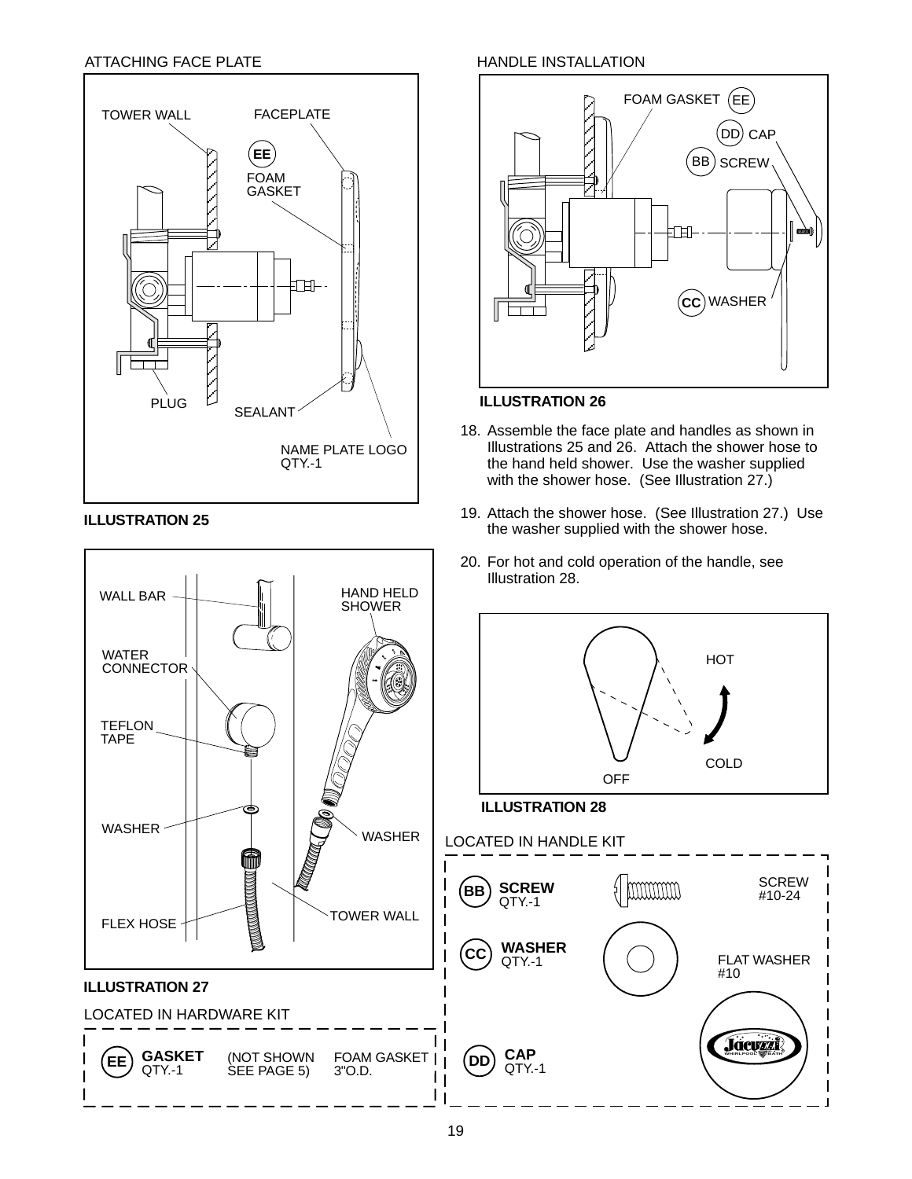## ATTACHING FACE PLATE

TOWER WALL

FACEPLATE

EE FOAM GASKET

PLUG

SEALANT

NAME PLATE LOGO QTY.-1

**ILLUSTRATION 25**

WALL BAR

HAND HELD SHOWER

WATER CONNECTOR

TEFLON TAPE

WASHER

WASHER

FLEX HOSE

TOWER WALL

**ILLUSTRATION 27**

LOCATED IN HARDWARE KIT

| | | | |
|---|---|---|---|
| EE | **GASKET** QTY.-1 | (NOT SHOWN SEE PAGE 5) | FOAM GASKET 3"O.D. |

## HANDLE INSTALLATION

FOAM GASKET EE

DD CAP

BB SCREW

CC WASHER

**ILLUSTRATION 26**

18. Assemble the face plate and handles as shown in Illustrations 25 and 26. Attach the shower hose to the hand held shower. Use the washer supplied with the shower hose. (See Illustration 27.)

19. Attach the shower hose. (See Illustration 27.) Use the washer supplied with the shower hose.

20. For hot and cold operation of the handle, see Illustration 28.

HOT

COLD

OFF

**ILLUSTRATION 28**

LOCATED IN HANDLE KIT

| | | |
|---|---|---|
| BB | **SCREW** QTY.-1 | SCREW #10-24 |
| CC | **WASHER** QTY.-1 | FLAT WASHER #10 |
| DD | **CAP** QTY.-1 | |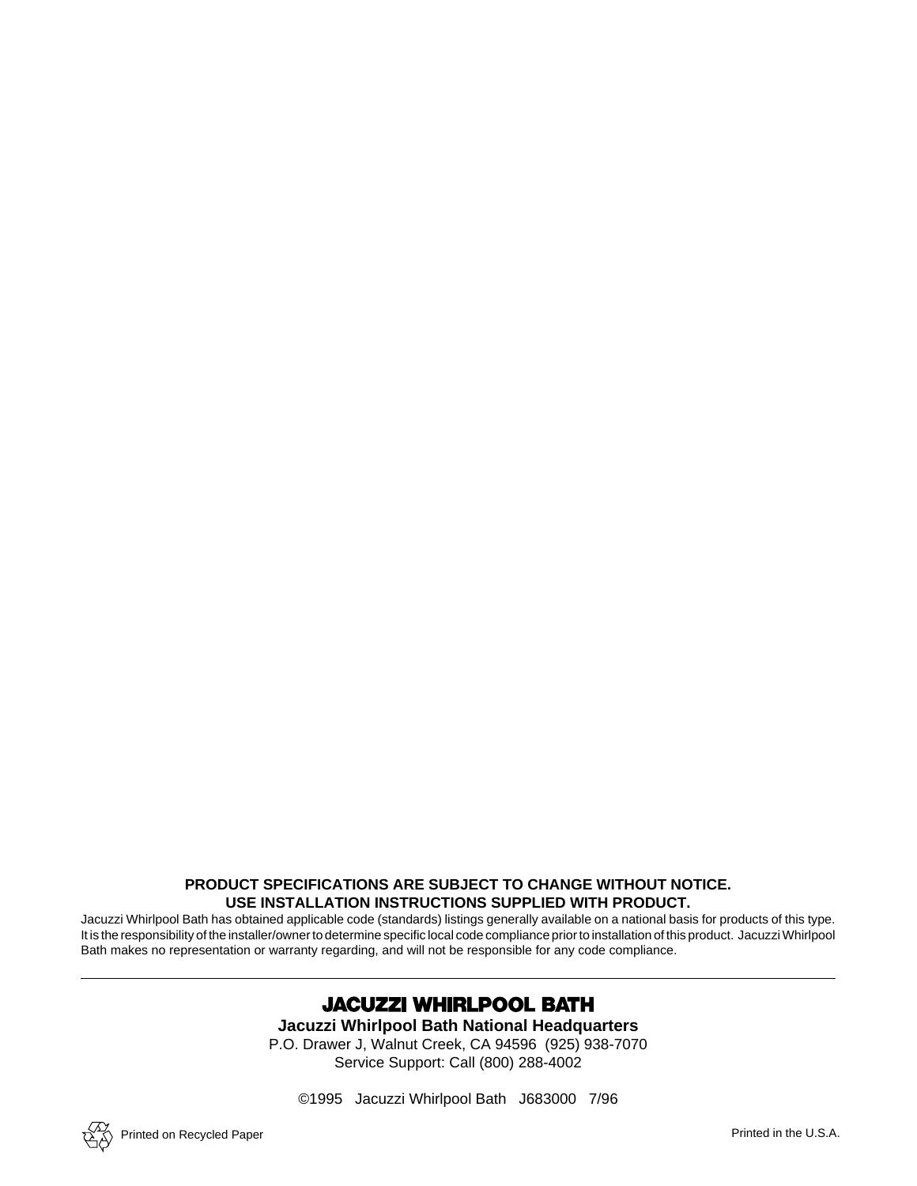**PRODUCT SPECIFICATIONS ARE SUBJECT TO CHANGE WITHOUT NOTICE.**
**USE INSTALLATION INSTRUCTIONS SUPPLIED WITH PRODUCT.**

Jacuzzi Whirlpool Bath has obtained applicable code (standards) listings generally available on a national basis for products of this type. It is the responsibility of the installer/owner to determine specific local code compliance prior to installation of this product. Jacuzzi Whirlpool Bath makes no representation or warranty regarding, and will not be responsible for any code compliance.

---

**JACUZZI WHIRLPOOL BATH**

**Jacuzzi Whirlpool Bath National Headquarters**

P.O. Drawer J, Walnut Creek, CA 94596 (925) 938-7070
Service Support: Call (800) 288-4002

©1995 Jacuzzi Whirlpool Bath J683000 7/96

Printed on Recycled Paper

Printed in the U.S.A.